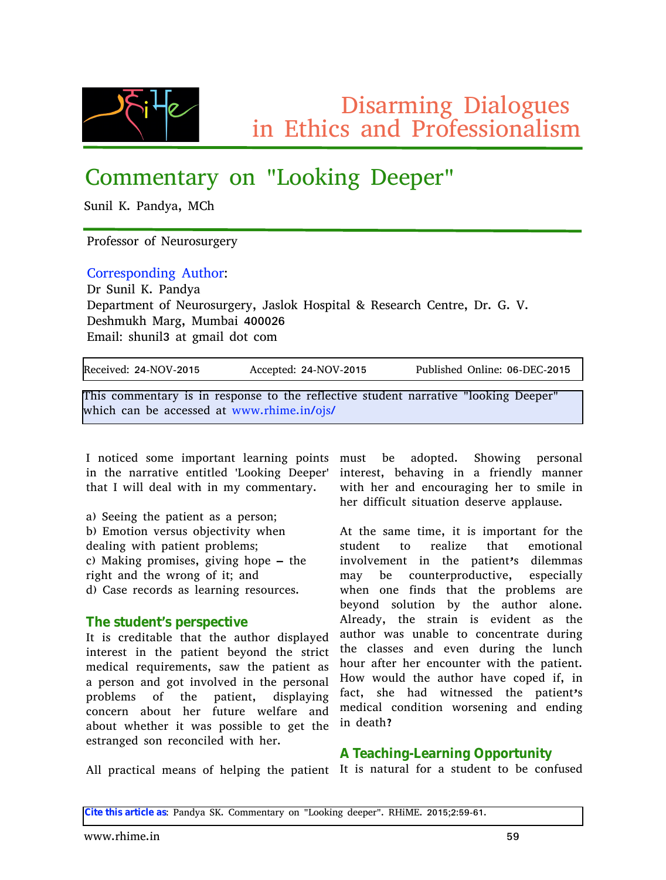# Disarming Dialogues in Ethics and Professionalism

# Commentary on "Looking Deeper"

Sunil K. Pandya, MCh

Professor of Neurosurgery

Corresponding Author:
Dr Sunil K. Pandya
Department of Neurosurgery, Jaslok Hospital & Research Centre, Dr. G. V. Deshmukh Marg, Mumbai 400026
Email: shunil3 at gmail dot com

Received: 24-NOV-2015 Accepted: 24-NOV-2015 Published Online: 06-DEC-2015

This commentary is in response to the reflective student narrative "looking Deeper" which can be accessed at www.rhime.in/ojs/

I noticed some important learning points in the narrative entitled 'Looking Deeper' that I will deal with in my commentary.

a) Seeing the patient as a person;
b) Emotion versus objectivity when dealing with patient problems;
c) Making promises, giving hope – the right and the wrong of it; and
d) Case records as learning resources.

## The student's perspective

It is creditable that the author displayed interest in the patient beyond the strict medical requirements, saw the patient as a person and got involved in the personal problems of the patient, displaying concern about her future welfare and about whether it was possible to get the estranged son reconciled with her.

All practical means of helping the patient must be adopted. Showing personal interest, behaving in a friendly manner with her and encouraging her to smile in her difficult situation deserve applause.

At the same time, it is important for the student to realize that emotional involvement in the patient's dilemmas may be counterproductive, especially when one finds that the problems are beyond solution by the author alone. Already, the strain is evident as the author was unable to concentrate during the classes and even during the lunch hour after her encounter with the patient. How would the author have coped if, in fact, she had witnessed the patient's medical condition worsening and ending in death?

## A Teaching-Learning Opportunity

It is natural for a student to be confused

Cite this article as: Pandya SK. Commentary on "Looking deeper". RHiME. 2015;2:59-61.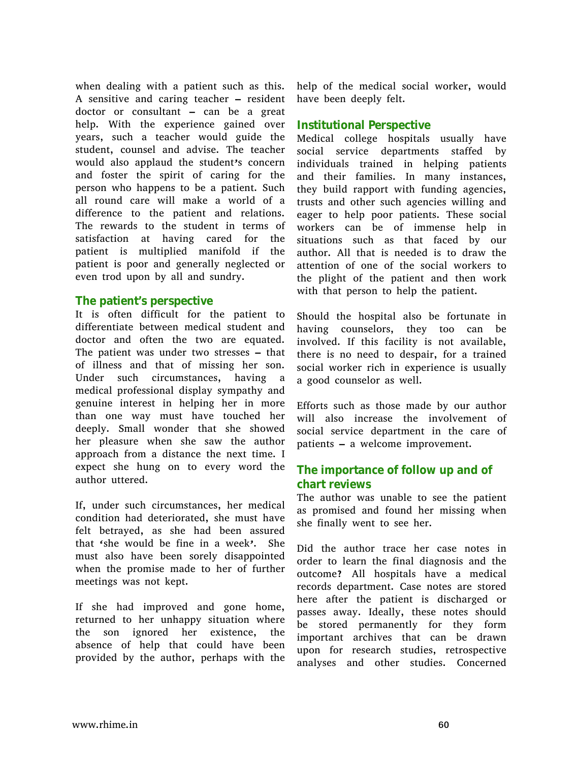when dealing with a patient such as this. A sensitive and caring teacher – resident doctor or consultant – can be a great help. With the experience gained over years, such a teacher would guide the student, counsel and advise. The teacher would also applaud the student's concern and foster the spirit of caring for the person who happens to be a patient. Such all round care will make a world of a difference to the patient and relations. The rewards to the student in terms of satisfaction at having cared for the patient is multiplied manifold if the patient is poor and generally neglected or even trod upon by all and sundry.

## The patient's perspective

It is often difficult for the patient to differentiate between medical student and doctor and often the two are equated. The patient was under two stresses – that of illness and that of missing her son. Under such circumstances, having a medical professional display sympathy and genuine interest in helping her in more than one way must have touched her deeply. Small wonder that she showed her pleasure when she saw the author approach from a distance the next time. I expect she hung on to every word the author uttered.

If, under such circumstances, her medical condition had deteriorated, she must have felt betrayed, as she had been assured that 'she would be fine in a week'. She must also have been sorely disappointed when the promise made to her of further meetings was not kept.

If she had improved and gone home, returned to her unhappy situation where the son ignored her existence, the absence of help that could have been provided by the author, perhaps with the help of the medical social worker, would have been deeply felt.

## Institutional Perspective

Medical college hospitals usually have social service departments staffed by individuals trained in helping patients and their families. In many instances, they build rapport with funding agencies, trusts and other such agencies willing and eager to help poor patients. These social workers can be of immense help in situations such as that faced by our author. All that is needed is to draw the attention of one of the social workers to the plight of the patient and then work with that person to help the patient.

Should the hospital also be fortunate in having counselors, they too can be involved. If this facility is not available, there is no need to despair, for a trained social worker rich in experience is usually a good counselor as well.

Efforts such as those made by our author will also increase the involvement of social service department in the care of patients – a welcome improvement.

## The importance of follow up and of chart reviews

The author was unable to see the patient as promised and found her missing when she finally went to see her.

Did the author trace her case notes in order to learn the final diagnosis and the outcome? All hospitals have a medical records department. Case notes are stored here after the patient is discharged or passes away. Ideally, these notes should be stored permanently for they form important archives that can be drawn upon for research studies, retrospective analyses and other studies. Concerned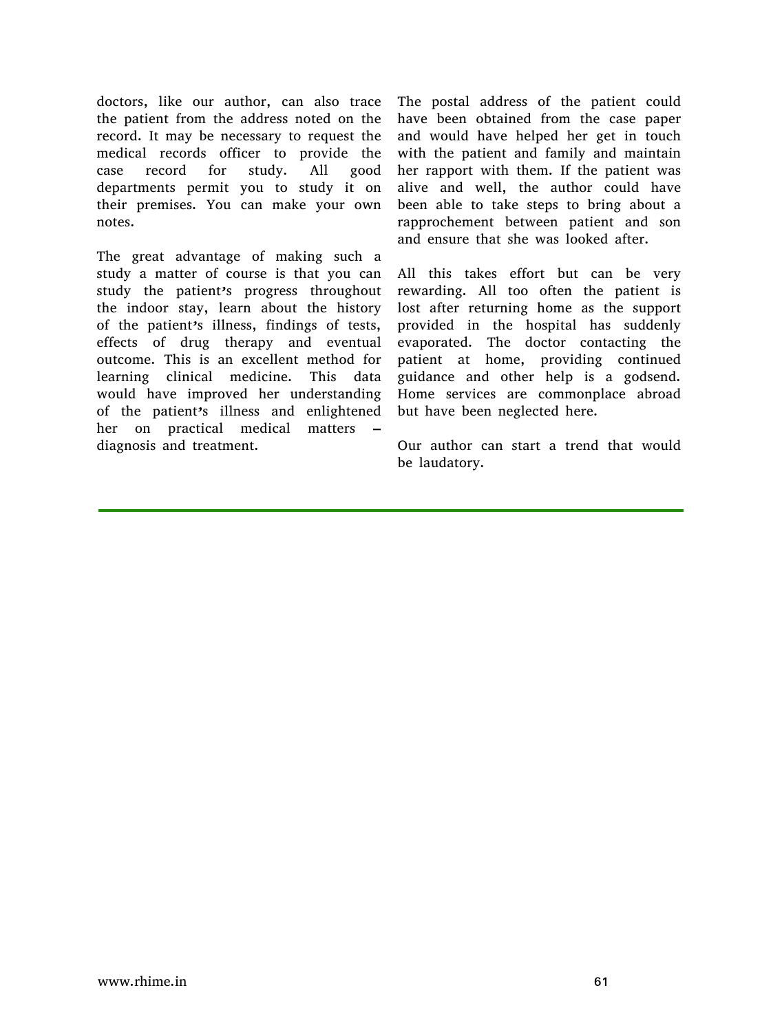doctors, like our author, can also trace the patient from the address noted on the record. It may be necessary to request the medical records officer to provide the case record for study. All good departments permit you to study it on their premises. You can make your own notes.

The great advantage of making such a study a matter of course is that you can study the patient's progress throughout the indoor stay, learn about the history of the patient's illness, findings of tests, effects of drug therapy and eventual outcome. This is an excellent method for learning clinical medicine. This data would have improved her understanding of the patient's illness and enlightened her on practical medical matters – diagnosis and treatment.

The postal address of the patient could have been obtained from the case paper and would have helped her get in touch with the patient and family and maintain her rapport with them. If the patient was alive and well, the author could have been able to take steps to bring about a rapprochement between patient and son and ensure that she was looked after.

All this takes effort but can be very rewarding. All too often the patient is lost after returning home as the support provided in the hospital has suddenly evaporated. The doctor contacting the patient at home, providing continued guidance and other help is a godsend. Home services are commonplace abroad but have been neglected here.

Our author can start a trend that would be laudatory.